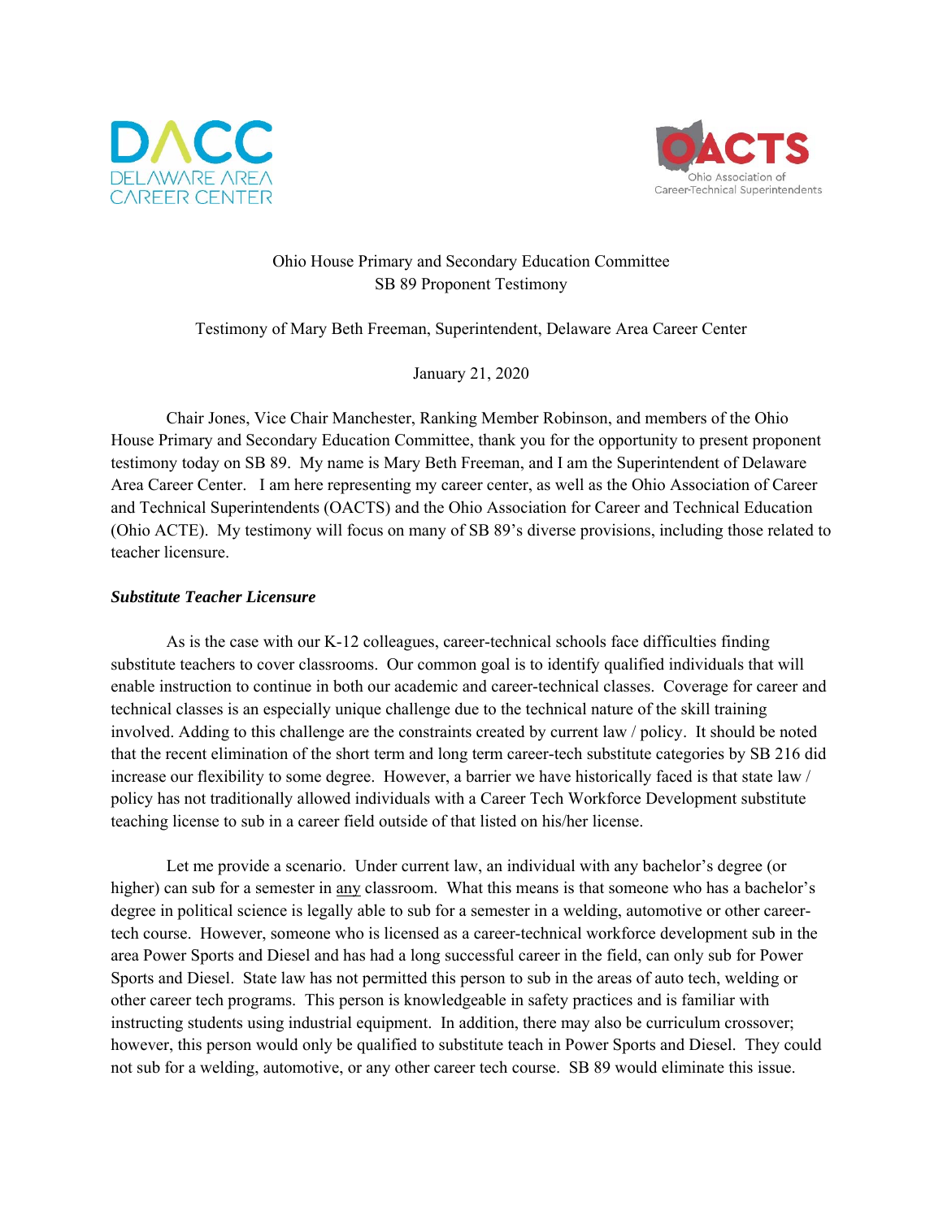DACC
DELAWARE AREA
CAREER CENTER

OACTS
Ohio Association of
Career-Technical Superintendents

Ohio House Primary and Secondary Education Committee
SB 89 Proponent Testimony

Testimony of Mary Beth Freeman, Superintendent, Delaware Area Career Center

January 21, 2020

Chair Jones, Vice Chair Manchester, Ranking Member Robinson, and members of the Ohio House Primary and Secondary Education Committee, thank you for the opportunity to present proponent testimony today on SB 89. My name is Mary Beth Freeman, and I am the Superintendent of Delaware Area Career Center. I am here representing my career center, as well as the Ohio Association of Career and Technical Superintendents (OACTS) and the Ohio Association for Career and Technical Education (Ohio ACTE). My testimony will focus on many of SB 89's diverse provisions, including those related to teacher licensure.

***Substitute Teacher Licensure***

As is the case with our K-12 colleagues, career-technical schools face difficulties finding substitute teachers to cover classrooms. Our common goal is to identify qualified individuals that will enable instruction to continue in both our academic and career-technical classes. Coverage for career and technical classes is an especially unique challenge due to the technical nature of the skill training involved. Adding to this challenge are the constraints created by current law / policy. It should be noted that the recent elimination of the short term and long term career-tech substitute categories by SB 216 did increase our flexibility to some degree. However, a barrier we have historically faced is that state law / policy has not traditionally allowed individuals with a Career Tech Workforce Development substitute teaching license to sub in a career field outside of that listed on his/her license.

Let me provide a scenario. Under current law, an individual with any bachelor's degree (or higher) can sub for a semester in any classroom. What this means is that someone who has a bachelor's degree in political science is legally able to sub for a semester in a welding, automotive or other career-tech course. However, someone who is licensed as a career-technical workforce development sub in the area Power Sports and Diesel and has had a long successful career in the field, can only sub for Power Sports and Diesel. State law has not permitted this person to sub in the areas of auto tech, welding or other career tech programs. This person is knowledgeable in safety practices and is familiar with instructing students using industrial equipment. In addition, there may also be curriculum crossover; however, this person would only be qualified to substitute teach in Power Sports and Diesel. They could not sub for a welding, automotive, or any other career tech course. SB 89 would eliminate this issue.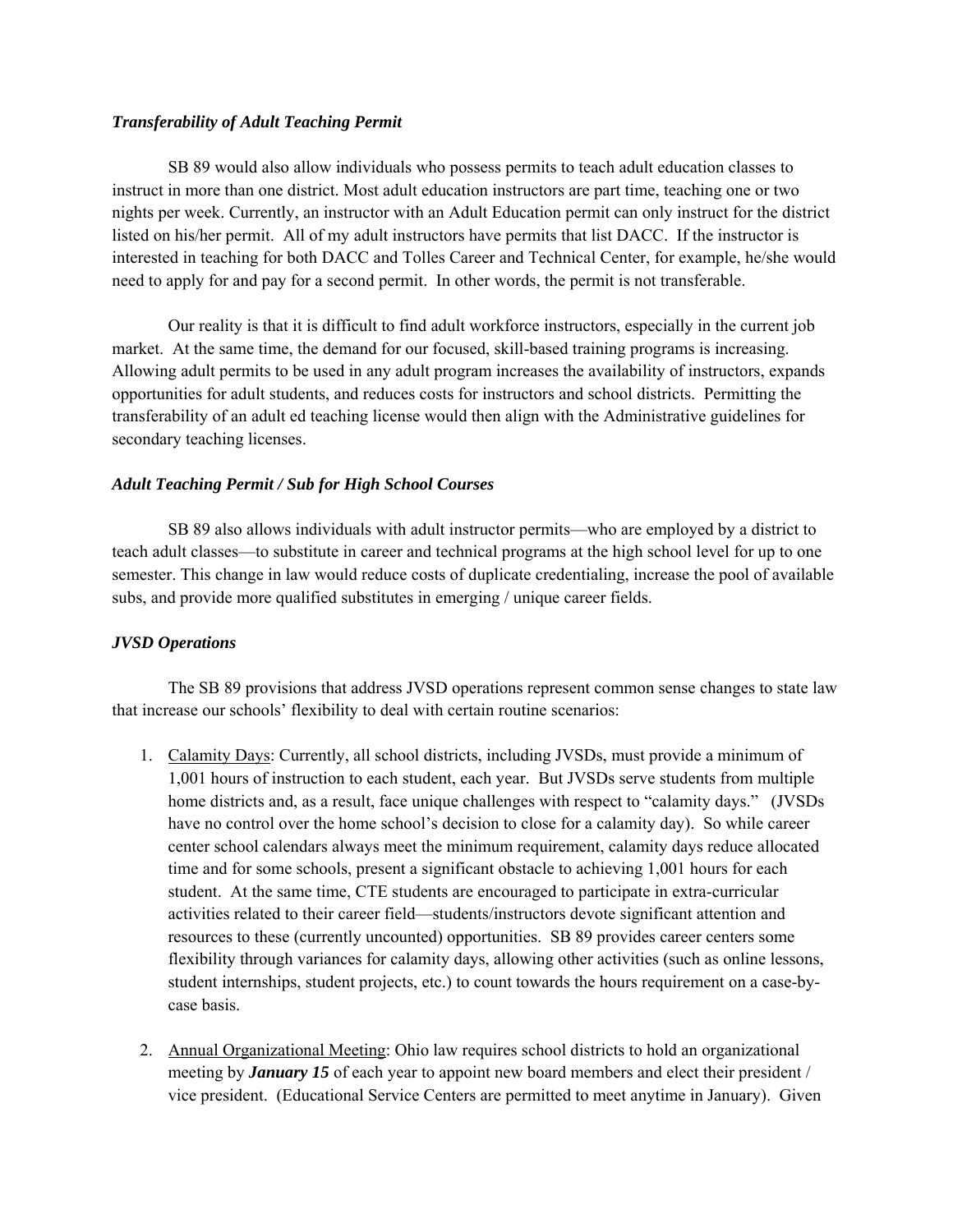### *Transferability of Adult Teaching Permit*

SB 89 would also allow individuals who possess permits to teach adult education classes to instruct in more than one district. Most adult education instructors are part time, teaching one or two nights per week. Currently, an instructor with an Adult Education permit can only instruct for the district listed on his/her permit. All of my adult instructors have permits that list DACC. If the instructor is interested in teaching for both DACC and Tolles Career and Technical Center, for example, he/she would need to apply for and pay for a second permit. In other words, the permit is not transferable.

Our reality is that it is difficult to find adult workforce instructors, especially in the current job market. At the same time, the demand for our focused, skill-based training programs is increasing. Allowing adult permits to be used in any adult program increases the availability of instructors, expands opportunities for adult students, and reduces costs for instructors and school districts. Permitting the transferability of an adult ed teaching license would then align with the Administrative guidelines for secondary teaching licenses.

### *Adult Teaching Permit / Sub for High School Courses*

SB 89 also allows individuals with adult instructor permits—who are employed by a district to teach adult classes—to substitute in career and technical programs at the high school level for up to one semester. This change in law would reduce costs of duplicate credentialing, increase the pool of available subs, and provide more qualified substitutes in emerging / unique career fields.

### *JVSD Operations*

The SB 89 provisions that address JVSD operations represent common sense changes to state law that increase our schools' flexibility to deal with certain routine scenarios:

1. <u>Calamity Days</u>: Currently, all school districts, including JVSDs, must provide a minimum of 1,001 hours of instruction to each student, each year. But JVSDs serve students from multiple home districts and, as a result, face unique challenges with respect to "calamity days." (JVSDs have no control over the home school's decision to close for a calamity day). So while career center school calendars always meet the minimum requirement, calamity days reduce allocated time and for some schools, present a significant obstacle to achieving 1,001 hours for each student. At the same time, CTE students are encouraged to participate in extra-curricular activities related to their career field—students/instructors devote significant attention and resources to these (currently uncounted) opportunities. SB 89 provides career centers some flexibility through variances for calamity days, allowing other activities (such as online lessons, student internships, student projects, etc.) to count towards the hours requirement on a case-by-case basis.

2. <u>Annual Organizational Meeting</u>: Ohio law requires school districts to hold an organizational meeting by ***January 15*** of each year to appoint new board members and elect their president / vice president. (Educational Service Centers are permitted to meet anytime in January). Given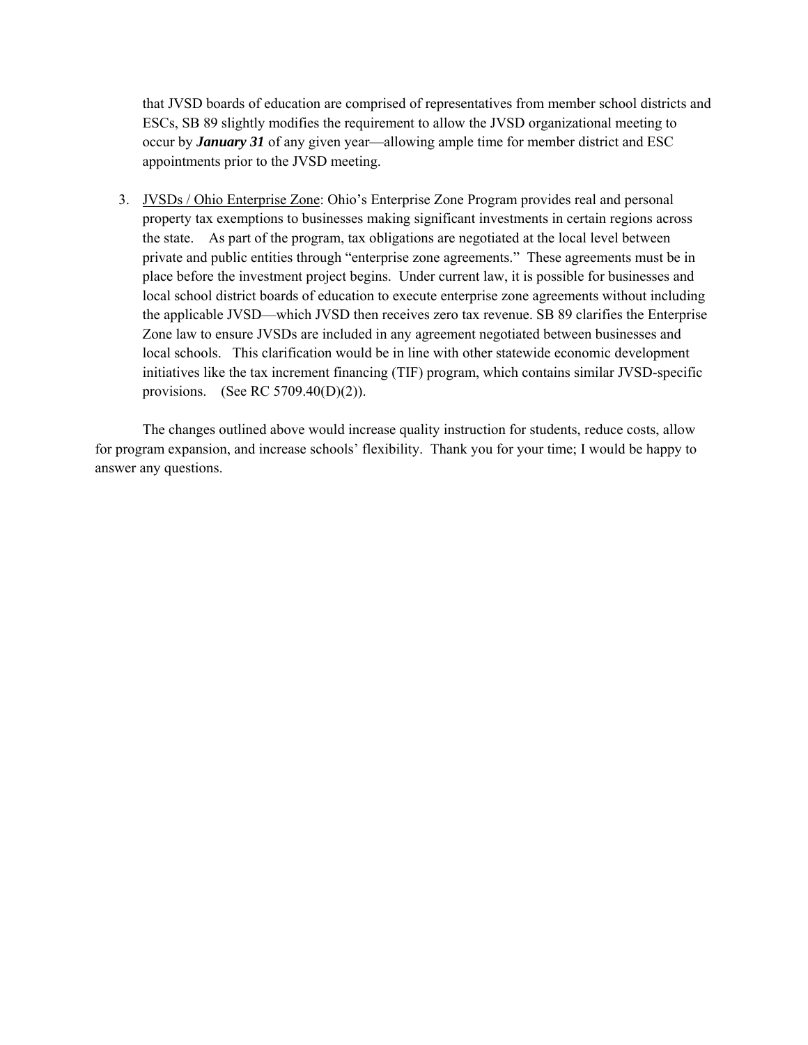that JVSD boards of education are comprised of representatives from member school districts and ESCs, SB 89 slightly modifies the requirement to allow the JVSD organizational meeting to occur by ***January 31*** of any given year—allowing ample time for member district and ESC appointments prior to the JVSD meeting.

3. <u>JVSDs / Ohio Enterprise Zone</u>: Ohio's Enterprise Zone Program provides real and personal property tax exemptions to businesses making significant investments in certain regions across the state. As part of the program, tax obligations are negotiated at the local level between private and public entities through "enterprise zone agreements." These agreements must be in place before the investment project begins. Under current law, it is possible for businesses and local school district boards of education to execute enterprise zone agreements without including the applicable JVSD—which JVSD then receives zero tax revenue. SB 89 clarifies the Enterprise Zone law to ensure JVSDs are included in any agreement negotiated between businesses and local schools. This clarification would be in line with other statewide economic development initiatives like the tax increment financing (TIF) program, which contains similar JVSD-specific provisions. (See RC 5709.40(D)(2)).

The changes outlined above would increase quality instruction for students, reduce costs, allow for program expansion, and increase schools' flexibility. Thank you for your time; I would be happy to answer any questions.